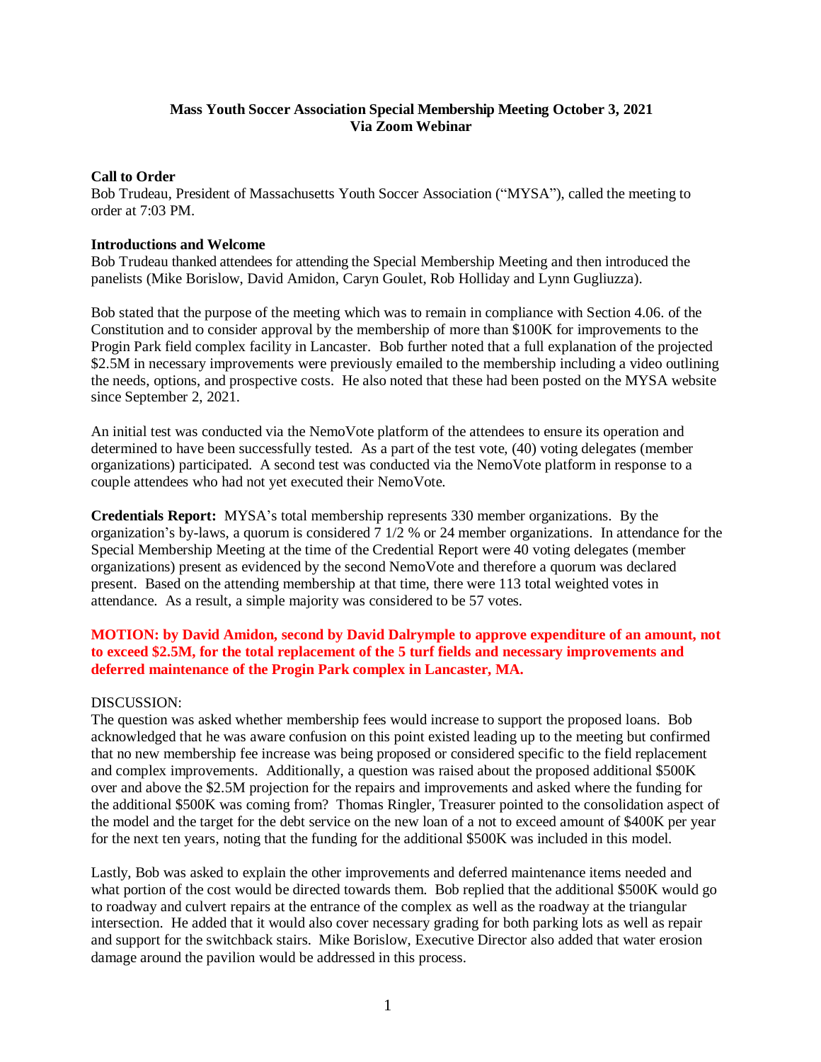**Mass Youth Soccer Association Special Membership Meeting October 3, 2021**
**Via Zoom Webinar**

**Call to Order**
Bob Trudeau, President of Massachusetts Youth Soccer Association ("MYSA"), called the meeting to order at 7:03 PM.

**Introductions and Welcome**
Bob Trudeau thanked attendees for attending the Special Membership Meeting and then introduced the panelists (Mike Borislow, David Amidon, Caryn Goulet, Rob Holliday and Lynn Gugliuzza).

Bob stated that the purpose of the meeting which was to remain in compliance with Section 4.06. of the Constitution and to consider approval by the membership of more than $100K for improvements to the Progin Park field complex facility in Lancaster. Bob further noted that a full explanation of the projected $2.5M in necessary improvements were previously emailed to the membership including a video outlining the needs, options, and prospective costs. He also noted that these had been posted on the MYSA website since September 2, 2021.

An initial test was conducted via the NemoVote platform of the attendees to ensure its operation and determined to have been successfully tested. As a part of the test vote, (40) voting delegates (member organizations) participated. A second test was conducted via the NemoVote platform in response to a couple attendees who had not yet executed their NemoVote.

**Credentials Report:** MYSA's total membership represents 330 member organizations. By the organization's by-laws, a quorum is considered 7 1/2 % or 24 member organizations. In attendance for the Special Membership Meeting at the time of the Credential Report were 40 voting delegates (member organizations) present as evidenced by the second NemoVote and therefore a quorum was declared present. Based on the attending membership at that time, there were 113 total weighted votes in attendance. As a result, a simple majority was considered to be 57 votes.

**MOTION: by David Amidon, second by David Dalrymple to approve expenditure of an amount, not to exceed $2.5M, for the total replacement of the 5 turf fields and necessary improvements and deferred maintenance of the Progin Park complex in Lancaster, MA.**

DISCUSSION:
The question was asked whether membership fees would increase to support the proposed loans. Bob acknowledged that he was aware confusion on this point existed leading up to the meeting but confirmed that no new membership fee increase was being proposed or considered specific to the field replacement and complex improvements. Additionally, a question was raised about the proposed additional $500K over and above the $2.5M projection for the repairs and improvements and asked where the funding for the additional $500K was coming from? Thomas Ringler, Treasurer pointed to the consolidation aspect of the model and the target for the debt service on the new loan of a not to exceed amount of $400K per year for the next ten years, noting that the funding for the additional $500K was included in this model.

Lastly, Bob was asked to explain the other improvements and deferred maintenance items needed and what portion of the cost would be directed towards them. Bob replied that the additional $500K would go to roadway and culvert repairs at the entrance of the complex as well as the roadway at the triangular intersection. He added that it would also cover necessary grading for both parking lots as well as repair and support for the switchback stairs. Mike Borislow, Executive Director also added that water erosion damage around the pavilion would be addressed in this process.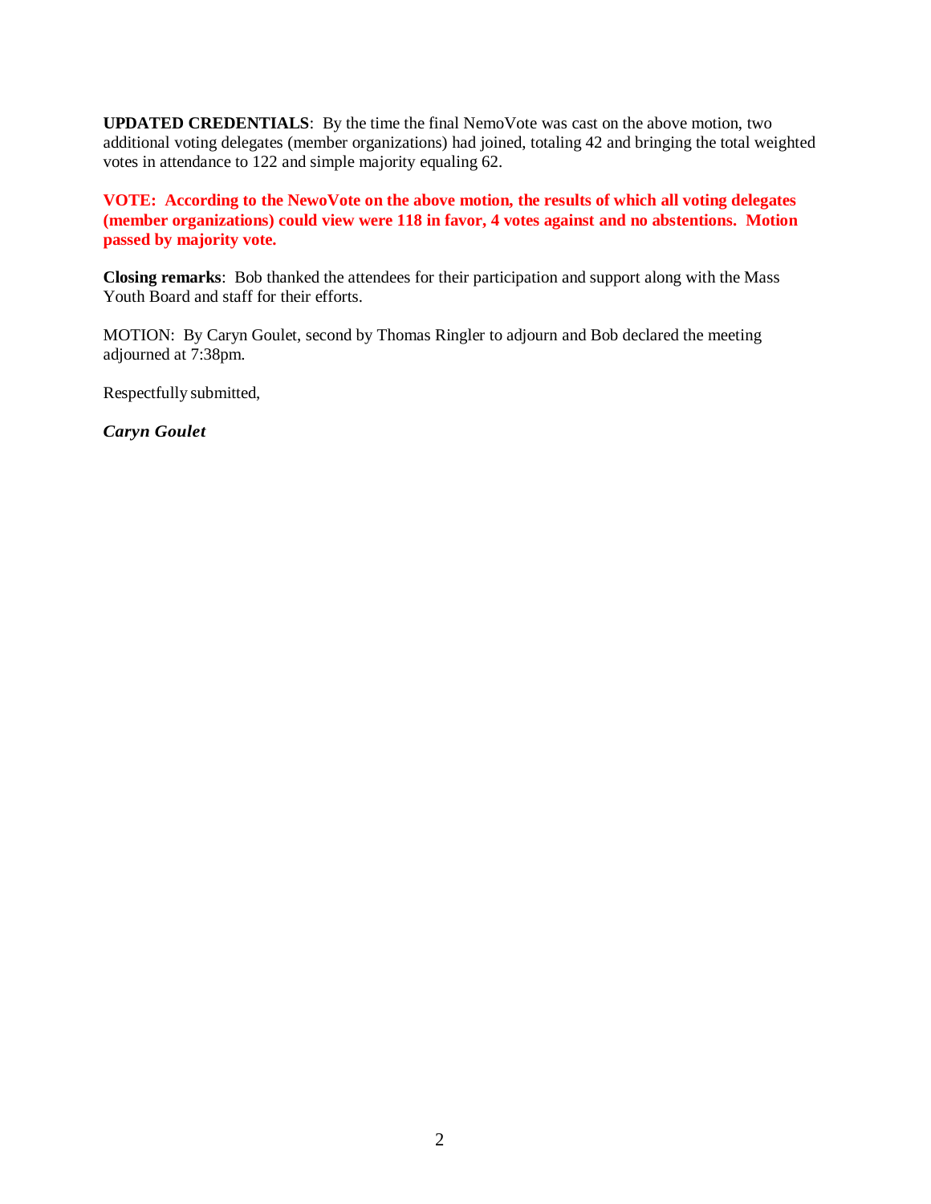**UPDATED CREDENTIALS**: By the time the final NemoVote was cast on the above motion, two additional voting delegates (member organizations) had joined, totaling 42 and bringing the total weighted votes in attendance to 122 and simple majority equaling 62.

**VOTE: According to the NewoVote on the above motion, the results of which all voting delegates (member organizations) could view were 118 in favor, 4 votes against and no abstentions. Motion passed by majority vote.**

**Closing remarks**: Bob thanked the attendees for their participation and support along with the Mass Youth Board and staff for their efforts.

MOTION: By Caryn Goulet, second by Thomas Ringler to adjourn and Bob declared the meeting adjourned at 7:38pm.

Respectfully submitted,

***Caryn Goulet***